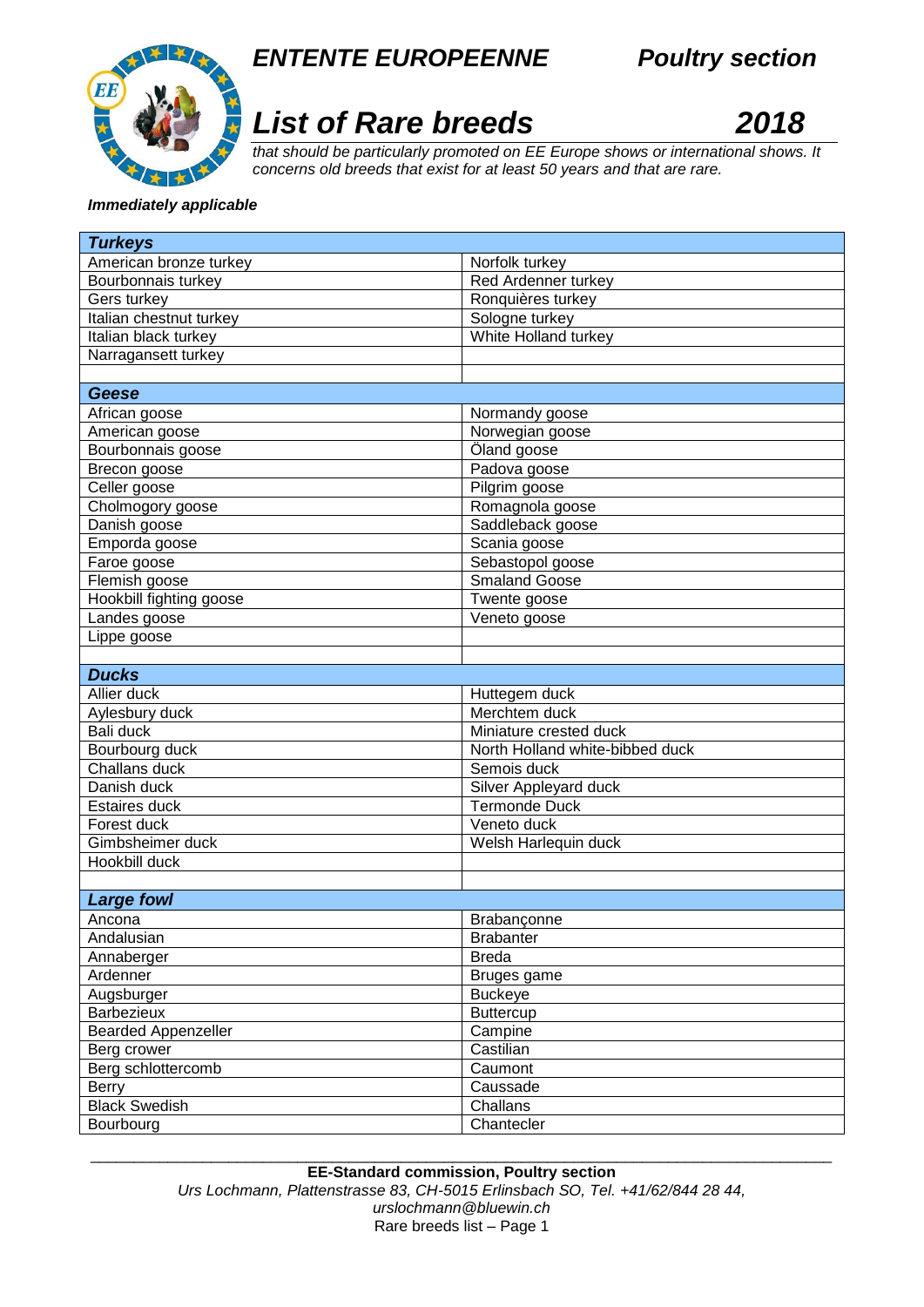## *ENTENTE EUROPEENNE* *Poultry section*

# *List of Rare breeds* *2018*

*that should be particularly promoted on EE Europe shows or international shows. It concerns old breeds that exist for at least 50 years and that are rare.*

***Immediately applicable***

| ***Turkeys*** | |
|---|---|
| American bronze turkey | Norfolk turkey |
| Bourbonnais turkey | Red Ardenner turkey |
| Gers turkey | Ronquières turkey |
| Italian chestnut turkey | Sologne turkey |
| Italian black turkey | White Holland turkey |
| Narragansett turkey | |
| | |
| ***Geese*** | |
| African goose | Normandy goose |
| American goose | Norwegian goose |
| Bourbonnais goose | Öland goose |
| Brecon goose | Padova goose |
| Celler goose | Pilgrim goose |
| Cholmogory goose | Romagnola goose |
| Danish goose | Saddleback goose |
| Emporda goose | Scania goose |
| Faroe goose | Sebastopol goose |
| Flemish goose | Smaland Goose |
| Hookbill fighting goose | Twente goose |
| Landes goose | Veneto goose |
| Lippe goose | |
| | |
| ***Ducks*** | |
| Allier duck | Huttegem duck |
| Aylesbury duck | Merchtem duck |
| Bali duck | Miniature crested duck |
| Bourbourg duck | North Holland white-bibbed duck |
| Challans duck | Semois duck |
| Danish duck | Silver Appleyard duck |
| Estaires duck | Termonde Duck |
| Forest duck | Veneto duck |
| Gimbsheimer duck | Welsh Harlequin duck |
| Hookbill duck | |
| | |
| ***Large fowl*** | |
| Ancona | Brabançonne |
| Andalusian | Brabanter |
| Annaberger | Breda |
| Ardenner | Bruges game |
| Augsburger | Buckeye |
| Barbezieux | Buttercup |
| Bearded Appenzeller | Campine |
| Berg crower | Castilian |
| Berg schlottercomb | Caumont |
| Berry | Caussade |
| Black Swedish | Challans |
| Bourbourg | Chantecler |

**EE-Standard commission, Poultry section**
*Urs Lochmann, Plattenstrasse 83, CH-5015 Erlinsbach SO, Tel. +41/62/844 28 44, urslochmann@bluewin.ch*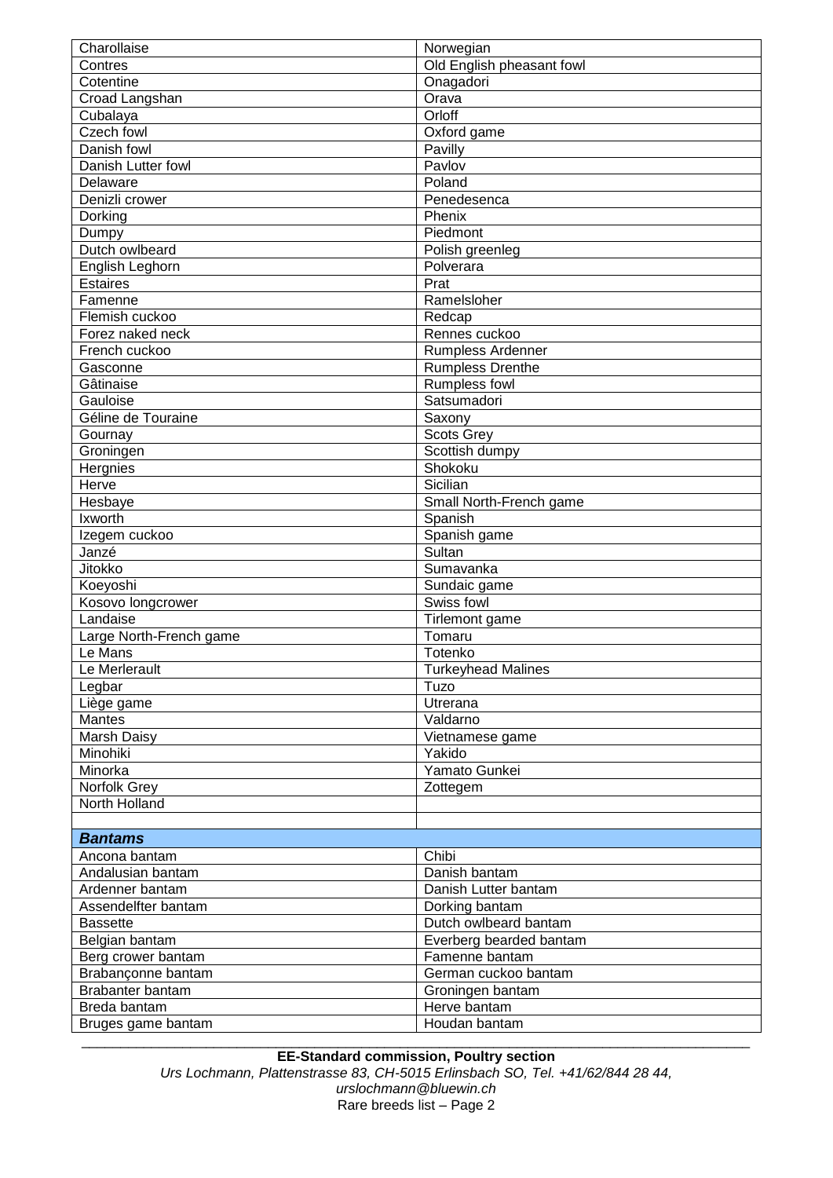| | |
|---|---|
| Charollaise | Norwegian |
| Contres | Old English pheasant fowl |
| Cotentine | Onagadori |
| Croad Langshan | Orava |
| Cubalaya | Orloff |
| Czech fowl | Oxford game |
| Danish fowl | Pavilly |
| Danish Lutter fowl | Pavlov |
| Delaware | Poland |
| Denizli crower | Penedesenca |
| Dorking | Phenix |
| Dumpy | Piedmont |
| Dutch owlbeard | Polish greenleg |
| English Leghorn | Polverara |
| Estaires | Prat |
| Famenne | Ramelsloher |
| Flemish cuckoo | Redcap |
| Forez naked neck | Rennes cuckoo |
| French cuckoo | Rumpless Ardenner |
| Gasconne | Rumpless Drenthe |
| Gâtinaise | Rumpless fowl |
| Gauloise | Satsumadori |
| Géline de Touraine | Saxony |
| Gournay | Scots Grey |
| Groningen | Scottish dumpy |
| Hergnies | Shokoku |
| Herve | Sicilian |
| Hesbaye | Small North-French game |
| Ixworth | Spanish |
| Izegem cuckoo | Spanish game |
| Janzé | Sultan |
| Jitokko | Sumavanka |
| Koeyoshi | Sundaic game |
| Kosovo longcrower | Swiss fowl |
| Landaise | Tirlemont game |
| Large North-French game | Tomaru |
| Le Mans | Totenko |
| Le Merlerault | Turkeyhead Malines |
| Legbar | Tuzo |
| Liège game | Utrerana |
| Mantes | Valdarno |
| Marsh Daisy | Vietnamese game |
| Minohiki | Yakido |
| Minorka | Yamato Gunkei |
| Norfolk Grey | Zottegem |
| North Holland | |
| | |
| ***Bantams*** | |
| Ancona bantam | Chibi |
| Andalusian bantam | Danish bantam |
| Ardenner bantam | Danish Lutter bantam |
| Assendelfter bantam | Dorking bantam |
| Bassette | Dutch owlbeard bantam |
| Belgian bantam | Everberg bearded bantam |
| Berg crower bantam | Famenne bantam |
| Brabançonne bantam | German cuckoo bantam |
| Brabanter bantam | Groningen bantam |
| Breda bantam | Herve bantam |
| Bruges game bantam | Houdan bantam |

**EE-Standard commission, Poultry section**

*Urs Lochmann, Plattenstrasse 83, CH-5015 Erlinsbach SO, Tel. +41/62/844 28 44, urslochmann@bluewin.ch*

Rare breeds list – Page 2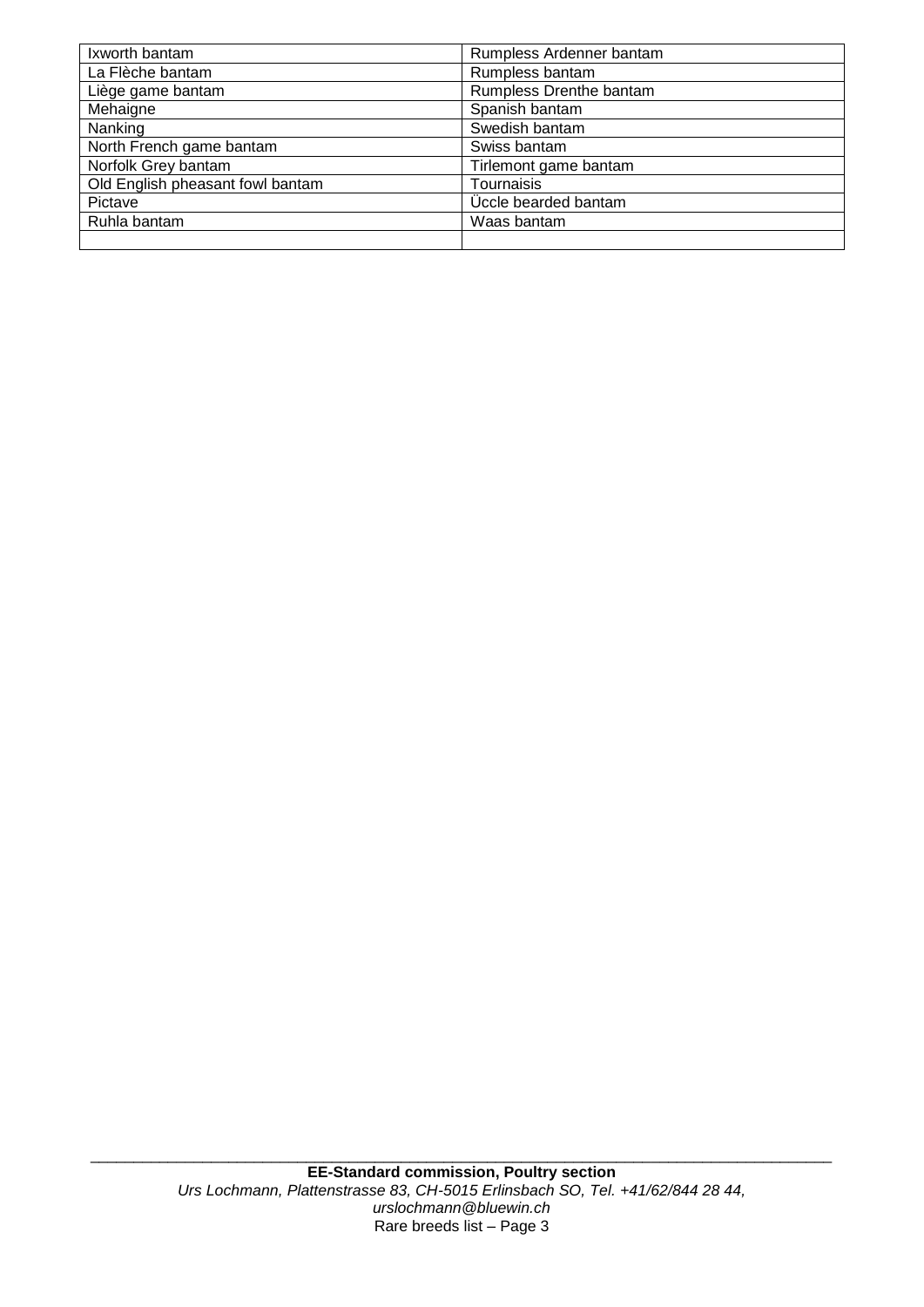| | |
|---|---|
| Ixworth bantam | Rumpless Ardenner bantam |
| La Flèche bantam | Rumpless bantam |
| Liège game bantam | Rumpless Drenthe bantam |
| Mehaigne | Spanish bantam |
| Nanking | Swedish bantam |
| North French game bantam | Swiss bantam |
| Norfolk Grey bantam | Tirlemont game bantam |
| Old English pheasant fowl bantam | Tournaisis |
| Pictave | Üccle bearded bantam |
| Ruhla bantam | Waas bantam |
| | |